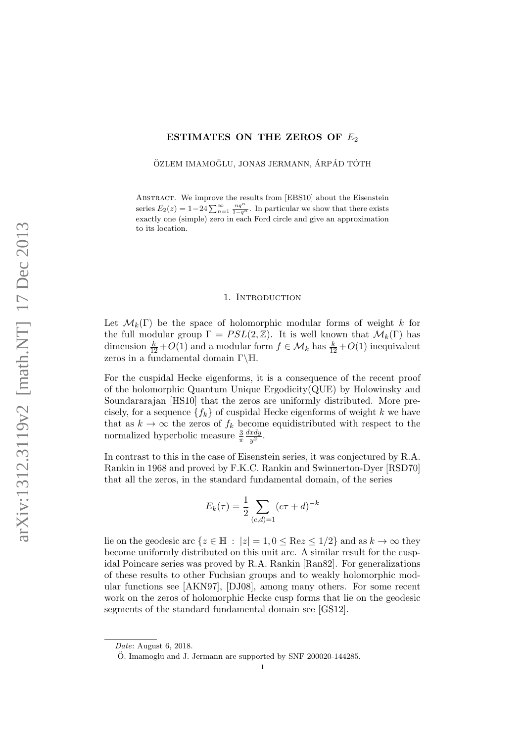# ESTIMATES ON THE ZEROS OF $E_2$

ÖZLEM IMAMOḠLU, JONAS JERMANN, ÁRPÁD TÓTH

Abstract. We improve the results from [EBS10] about the Eisenstein series $E_2(z) = 1 - 24\sum_{n=1}^{\infty} \frac{nq^n}{1-q^n}$. In particular we show that there exists exactly one (simple) zero in each Ford circle and give an approximation to its location.

## 1. Introduction

Let $\mathcal{M}_k(\Gamma)$ be the space of holomorphic modular forms of weight $k$ for the full modular group $\Gamma = PSL(2,\mathbb{Z})$. It is well known that $\mathcal{M}_k(\Gamma)$ has dimension $\frac{k}{12} + O(1)$ and a modular form $f \in \mathcal{M}_k$ has $\frac{k}{12} + O(1)$ inequivalent zeros in a fundamental domain $\Gamma\backslash\mathbb{H}$.

For the cuspidal Hecke eigenforms, it is a consequence of the recent proof of the holomorphic Quantum Unique Ergodicity(QUE) by Holowinsky and Soundararajan [HS10] that the zeros are uniformly distributed. More precisely, for a sequence $\{f_k\}$ of cuspidal Hecke eigenforms of weight $k$ we have that as $k \to \infty$ the zeros of $f_k$ become equidistributed with respect to the normalized hyperbolic measure $\frac{3}{\pi}\frac{dxdy}{y^2}$.

In contrast to this in the case of Eisenstein series, it was conjectured by R.A. Rankin in 1968 and proved by F.K.C. Rankin and Swinnerton-Dyer [RSD70] that all the zeros, in the standard fundamental domain, of the series

$$E_k(\tau) = \frac{1}{2}\sum_{(c,d)=1} (c\tau + d)^{-k}$$

lie on the geodesic arc $\{z \in \mathbb{H} \,:\, |z| = 1, 0 \le \mathrm{Re} z \le 1/2\}$ and as $k \to \infty$ they become uniformly distributed on this unit arc. A similar result for the cuspidal Poincare series was proved by R.A. Rankin [Ran82]. For generalizations of these results to other Fuchsian groups and to weakly holomorphic modular functions see [AKN97], [DJ08], among many others. For some recent work on the zeros of holomorphic Hecke cusp forms that lie on the geodesic segments of the standard fundamental domain see [GS12].

*Date*: August 6, 2018.

Ö. Imamoglu and J. Jermann are supported by SNF 200020-144285.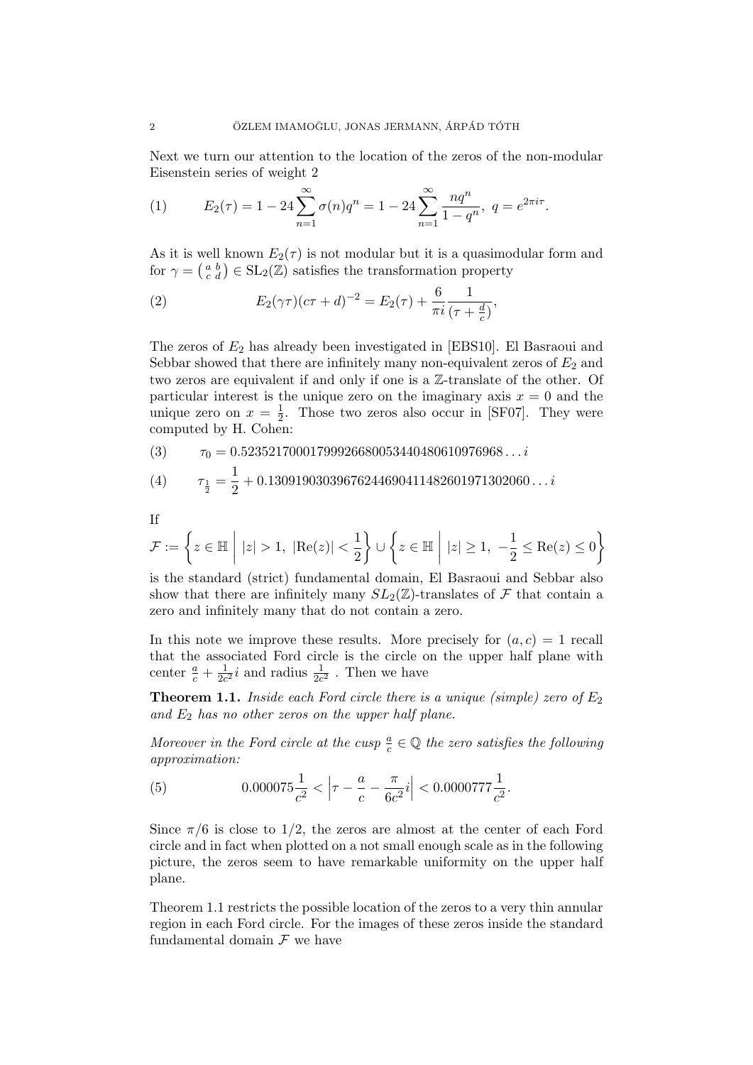Next we turn our attention to the location of the zeros of the non-modular Eisenstein series of weight 2

$$E_2(\tau) = 1 - 24\sum_{n=1}^{\infty} \sigma(n) q^n = 1 - 24\sum_{n=1}^{\infty} \frac{nq^n}{1-q^n}, \ q = e^{2\pi i \tau}. \tag{1}$$

As it is well known $E_2(\tau)$ is not modular but it is a quasimodular form and for $\gamma = \left(\begin{smallmatrix} a & b \\ c & d \end{smallmatrix}\right) \in \mathrm{SL}_2(\mathbb{Z})$ satisfies the transformation property

$$E_2(\gamma\tau)(c\tau + d)^{-2} = E_2(\tau) + \frac{6}{\pi i}\frac{1}{(\tau + \frac{d}{c})}, \tag{2}$$

The zeros of $E_2$ has already been investigated in [EBS10]. El Basraoui and Sebbar showed that there are infinitely many non-equivalent zeros of $E_2$ and two zeros are equivalent if and only if one is a $\mathbb{Z}$-translate of the other. Of particular interest is the unique zero on the imaginary axis $x = 0$ and the unique zero on $x = \frac{1}{2}$. Those two zeros also occur in [SF07]. They were computed by H. Cohen:

$$\tau_0 = 0.52352170001799926680053440480610976968\ldots i \tag{3}$$

$$\tau_{\frac{1}{2}} = \frac{1}{2} + 0.13091903039676244690411482601971302060\ldots i \tag{4}$$

If

$$\mathcal{F} := \left\{ z \in \mathbb{H} \ \middle| \ |z| > 1, \ |\mathrm{Re}(z)| < \frac{1}{2} \right\} \cup \left\{ z \in \mathbb{H} \ \middle| \ |z| \geq 1, \ -\frac{1}{2} \leq \mathrm{Re}(z) \leq 0 \right\}$$

is the standard (strict) fundamental domain, El Basraoui and Sebbar also show that there are infinitely many $SL_2(\mathbb{Z})$-translates of $\mathcal{F}$ that contain a zero and infinitely many that do not contain a zero.

In this note we improve these results. More precisely for $(a, c) = 1$ recall that the associated Ford circle is the circle on the upper half plane with center $\frac{a}{c} + \frac{1}{2c^2}i$ and radius $\frac{1}{2c^2}$ . Then we have

**Theorem 1.1.** *Inside each Ford circle there is a unique (simple) zero of $E_2$ and $E_2$ has no other zeros on the upper half plane.*

*Moreover in the Ford circle at the cusp $\frac{a}{c} \in \mathbb{Q}$ the zero satisfies the following approximation:*

$$0.000075\frac{1}{c^2} < \left|\tau - \frac{a}{c} - \frac{\pi}{6c^2}i\right| < 0.0000777\frac{1}{c^2}. \tag{5}$$

Since $\pi/6$ is close to $1/2$, the zeros are almost at the center of each Ford circle and in fact when plotted on a not small enough scale as in the following picture, the zeros seem to have remarkable uniformity on the upper half plane.

Theorem 1.1 restricts the possible location of the zeros to a very thin annular region in each Ford circle. For the images of these zeros inside the standard fundamental domain $\mathcal{F}$ we have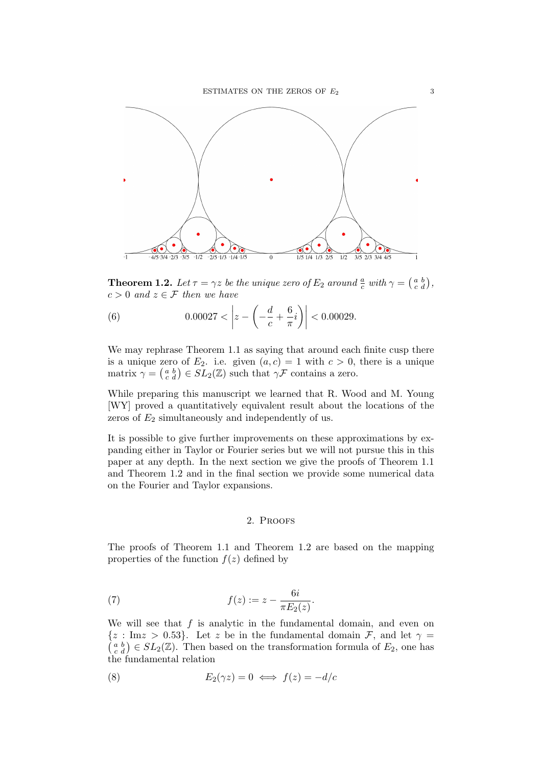**Theorem 1.2.** *Let $\tau = \gamma z$ be the unique zero of $E_2$ around $\frac{a}{c}$ with $\gamma = \left(\begin{smallmatrix} a & b \\ c & d \end{smallmatrix}\right)$, $c > 0$ and $z \in \mathcal{F}$ then we have*

$$0.00027 < \left| z - \left( -\frac{d}{c} + \frac{6}{\pi} i \right) \right| < 0.00029. \tag{6}$$

We may rephrase Theorem 1.1 as saying that around each finite cusp there is a unique zero of $E_2$. i.e. given $(a, c) = 1$ with $c > 0$, there is a unique matrix $\gamma = \left(\begin{smallmatrix} a & b \\ c & d \end{smallmatrix}\right) \in SL_2(\mathbb{Z})$ such that $\gamma\mathcal{F}$ contains a zero.

While preparing this manuscript we learned that R. Wood and M. Young [WY] proved a quantitatively equivalent result about the locations of the zeros of $E_2$ simultaneously and independently of us.

It is possible to give further improvements on these approximations by expanding either in Taylor or Fourier series but we will not pursue this in this paper at any depth. In the next section we give the proofs of Theorem 1.1 and Theorem 1.2 and in the final section we provide some numerical data on the Fourier and Taylor expansions.

## 2. Proofs

The proofs of Theorem 1.1 and Theorem 1.2 are based on the mapping properties of the function $f(z)$ defined by

$$f(z) := z - \frac{6i}{\pi E_2(z)}. \tag{7}$$

We will see that $f$ is analytic in the fundamental domain, and even on $\{z : \text{Im}z > 0.53\}$. Let $z$ be in the fundamental domain $\mathcal{F}$, and let $\gamma = \left(\begin{smallmatrix} a & b \\ c & d \end{smallmatrix}\right) \in SL_2(\mathbb{Z})$. Then based on the transformation formula of $E_2$, one has the fundamental relation

$$E_2(\gamma z) = 0 \iff f(z) = -d/c \tag{8}$$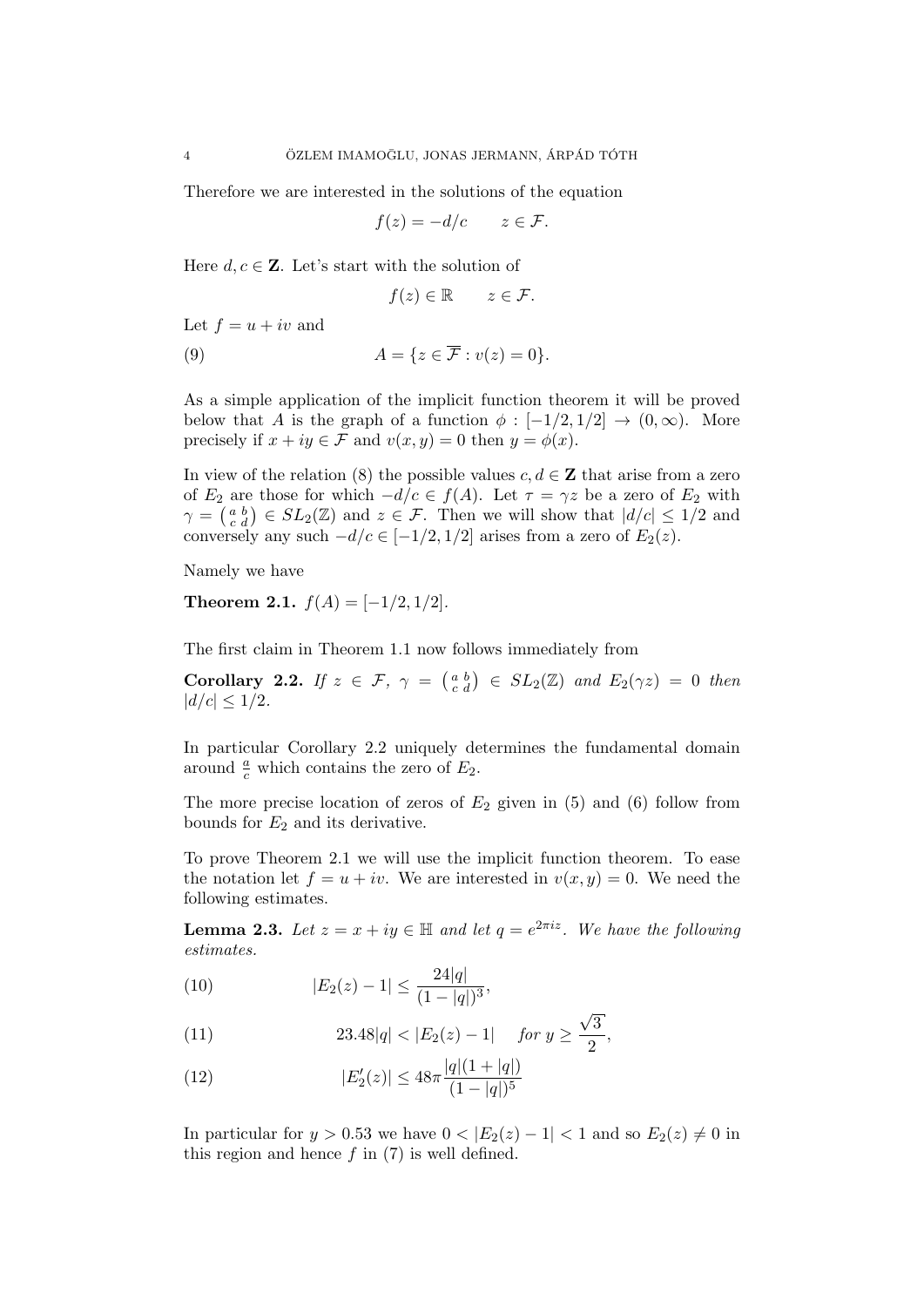Therefore we are interested in the solutions of the equation

$$f(z) = -d/c \qquad z \in \mathcal{F}.$$

Here $d, c \in \mathbf{Z}$. Let's start with the solution of

$$f(z) \in \mathbb{R} \qquad z \in \mathcal{F}.$$

Let $f = u + iv$ and

$$A = \{z \in \overline{\mathcal{F}} : v(z) = 0\}. \tag{9}$$

As a simple application of the implicit function theorem it will be proved below that $A$ is the graph of a function $\phi : [-1/2, 1/2] \to (0, \infty)$. More precisely if $x + iy \in \mathcal{F}$ and $v(x, y) = 0$ then $y = \phi(x)$.

In view of the relation (8) the possible values $c, d \in \mathbf{Z}$ that arise from a zero of $E_2$ are those for which $-d/c \in f(A)$. Let $\tau = \gamma z$ be a zero of $E_2$ with $\gamma = \left(\begin{smallmatrix} a & b \\ c & d \end{smallmatrix}\right) \in SL_2(\mathbb{Z})$ and $z \in \mathcal{F}$. Then we will show that $|d/c| \le 1/2$ and conversely any such $-d/c \in [-1/2, 1/2]$ arises from a zero of $E_2(z)$.

Namely we have

**Theorem 2.1.** *$f(A) = [-1/2, 1/2]$.*

The first claim in Theorem 1.1 now follows immediately from

**Corollary 2.2.** *If $z \in \mathcal{F}$, $\gamma = \left(\begin{smallmatrix} a & b \\ c & d \end{smallmatrix}\right) \in SL_2(\mathbb{Z})$ and $E_2(\gamma z) = 0$ then $|d/c| \le 1/2$.*

In particular Corollary 2.2 uniquely determines the fundamental domain around $\frac{a}{c}$ which contains the zero of $E_2$.

The more precise location of zeros of $E_2$ given in (5) and (6) follow from bounds for $E_2$ and its derivative.

To prove Theorem 2.1 we will use the implicit function theorem. To ease the notation let $f = u + iv$. We are interested in $v(x, y) = 0$. We need the following estimates.

**Lemma 2.3.** *Let $z = x + iy \in \mathbb{H}$ and let $q = e^{2\pi i z}$. We have the following estimates.*

$$|E_2(z) - 1| \le \frac{24|q|}{(1 - |q|)^3}, \tag{10}$$

$$23.48|q| < |E_2(z) - 1| \quad \text{for } y \ge \frac{\sqrt{3}}{2}, \tag{11}$$

$$|E_2'(z)| \le 48\pi \frac{|q|(1 + |q|)}{(1 - |q|)^5} \tag{12}$$

In particular for $y > 0.53$ we have $0 < |E_2(z) - 1| < 1$ and so $E_2(z) \ne 0$ in this region and hence $f$ in (7) is well defined.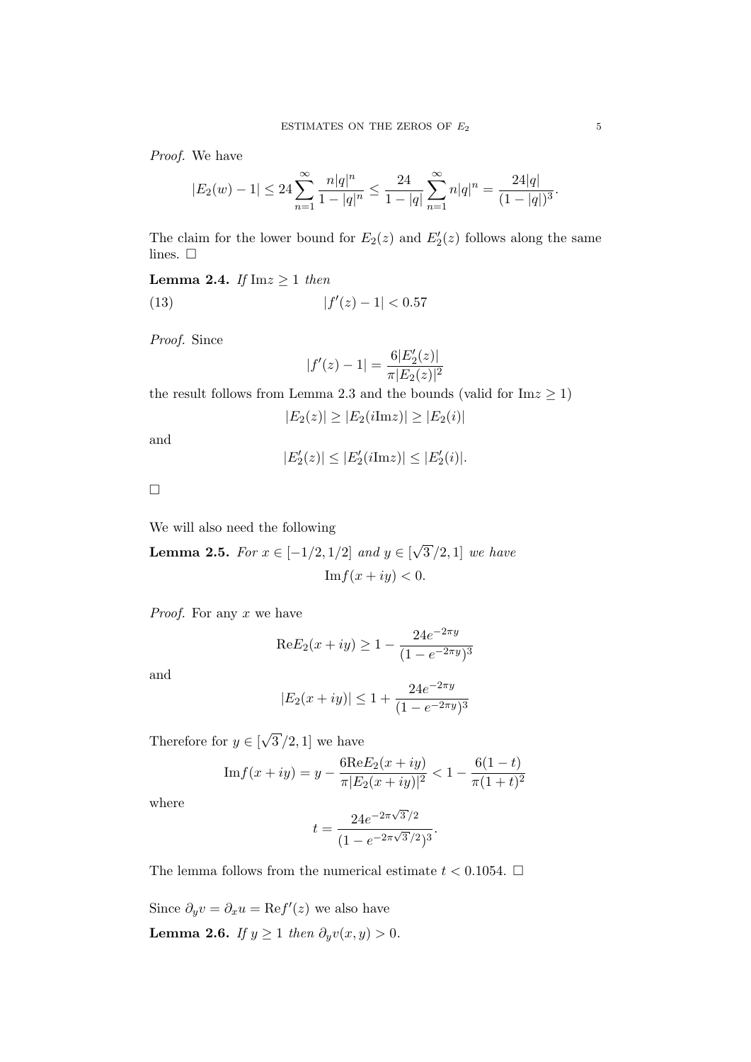*Proof.* We have

$$|E_2(w) - 1| \le 24 \sum_{n=1}^{\infty} \frac{n|q|^n}{1-|q|^n} \le \frac{24}{1-|q|} \sum_{n=1}^{\infty} n|q|^n = \frac{24|q|}{(1-|q|)^3}.$$

The claim for the lower bound for $E_2(z)$ and $E_2'(z)$ follows along the same lines. □

**Lemma 2.4.** *If* $\mathrm{Im} z \ge 1$ *then*

$$|f'(z) - 1| < 0.57 \tag{13}$$

*Proof.* Since

$$|f'(z) - 1| = \frac{6|E_2'(z)|}{\pi |E_2(z)|^2}$$

the result follows from Lemma 2.3 and the bounds (valid for $\mathrm{Im} z \ge 1$)

$$|E_2(z)| \ge |E_2(i\mathrm{Im} z)| \ge |E_2(i)|$$

and

$$|E_2'(z)| \le |E_2'(i\mathrm{Im} z)| \le |E_2'(i)|.$$

□

We will also need the following

**Lemma 2.5.** *For* $x \in [-1/2, 1/2]$ *and* $y \in [\sqrt{3}/2, 1]$ *we have*

$$\mathrm{Im} f(x+iy) < 0.$$

*Proof.* For any $x$ we have

$$\mathrm{Re} E_2(x+iy) \ge 1 - \frac{24 e^{-2\pi y}}{(1-e^{-2\pi y})^3}$$

and

$$|E_2(x+iy)| \le 1 + \frac{24 e^{-2\pi y}}{(1-e^{-2\pi y})^3}$$

Therefore for $y \in [\sqrt{3}/2, 1]$ we have

$$\mathrm{Im} f(x+iy) = y - \frac{6 \mathrm{Re} E_2(x+iy)}{\pi |E_2(x+iy)|^2} < 1 - \frac{6(1-t)}{\pi(1+t)^2}$$

where

$$t = \frac{24 e^{-2\pi\sqrt{3}/2}}{(1-e^{-2\pi\sqrt{3}/2})^3}.$$

The lemma follows from the numerical estimate $t < 0.1054$. □

Since $\partial_y v = \partial_x u = \mathrm{Re} f'(z)$ we also have

**Lemma 2.6.** *If* $y \ge 1$ *then* $\partial_y v(x,y) > 0$.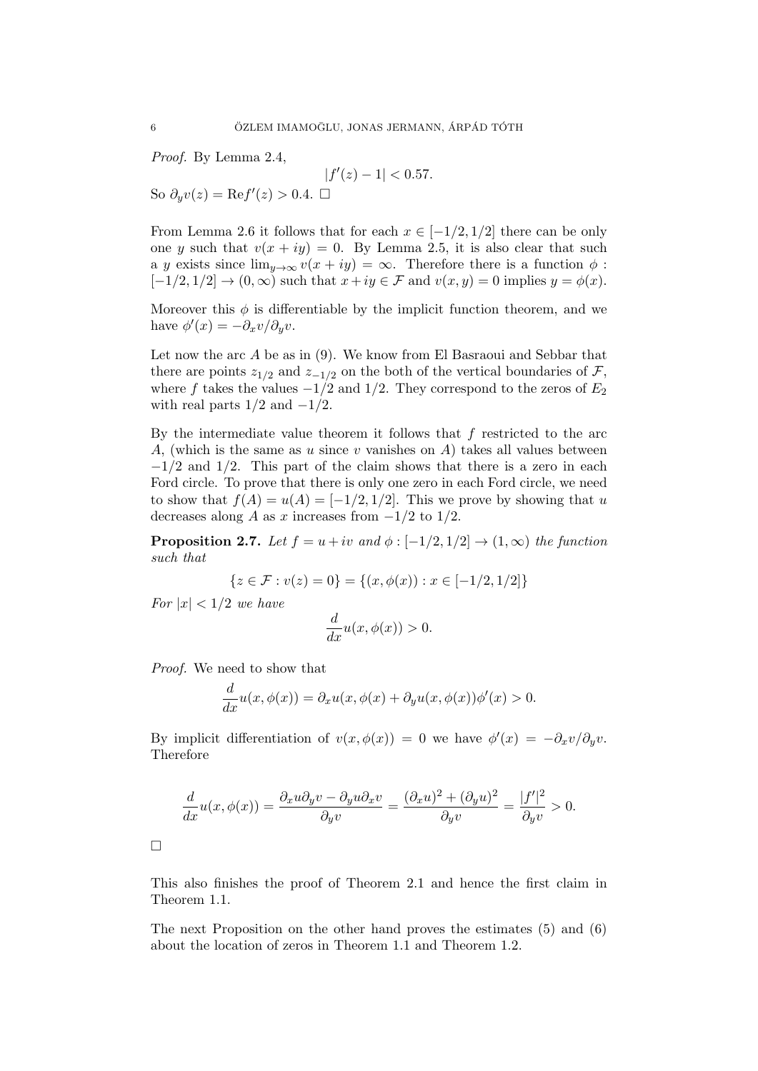*Proof.* By Lemma 2.4,

$$|f'(z) - 1| < 0.57.$$

So $\partial_y v(z) = \mathrm{Re} f'(z) > 0.4$. □

From Lemma 2.6 it follows that for each $x \in [-1/2, 1/2]$ there can be only one $y$ such that $v(x + iy) = 0$. By Lemma 2.5, it is also clear that such a $y$ exists since $\lim_{y\to\infty} v(x + iy) = \infty$. Therefore there is a function $\phi : [-1/2, 1/2] \to (0, \infty)$ such that $x + iy \in \mathcal{F}$ and $v(x, y) = 0$ implies $y = \phi(x)$.

Moreover this $\phi$ is differentiable by the implicit function theorem, and we have $\phi'(x) = -\partial_x v/\partial_y v$.

Let now the arc $A$ be as in (9). We know from El Basraoui and Sebbar that there are points $z_{1/2}$ and $z_{-1/2}$ on the both of the vertical boundaries of $\mathcal{F}$, where $f$ takes the values $-1/2$ and $1/2$. They correspond to the zeros of $E_2$ with real parts $1/2$ and $-1/2$.

By the intermediate value theorem it follows that $f$ restricted to the arc $A$, (which is the same as $u$ since $v$ vanishes on $A$) takes all values between $-1/2$ and $1/2$. This part of the claim shows that there is a zero in each Ford circle. To prove that there is only one zero in each Ford circle, we need to show that $f(A) = u(A) = [-1/2, 1/2]$. This we prove by showing that $u$ decreases along $A$ as $x$ increases from $-1/2$ to $1/2$.

**Proposition 2.7.** *Let $f = u + iv$ and $\phi : [-1/2, 1/2] \to (1, \infty)$ the function such that*

$$\{z \in \mathcal{F} : v(z) = 0\} = \{(x, \phi(x)) : x \in [-1/2, 1/2]\}$$

*For $|x| < 1/2$ we have*

$$\frac{d}{dx} u(x, \phi(x)) > 0.$$

*Proof.* We need to show that

$$\frac{d}{dx} u(x, \phi(x)) = \partial_x u(x, \phi(x) + \partial_y u(x, \phi(x))\phi'(x) > 0.$$

By implicit differentiation of $v(x, \phi(x)) = 0$ we have $\phi'(x) = -\partial_x v/\partial_y v$. Therefore

$$\frac{d}{dx} u(x, \phi(x)) = \frac{\partial_x u \partial_y v - \partial_y u \partial_x v}{\partial_y v} = \frac{(\partial_x u)^2 + (\partial_y u)^2}{\partial_y v} = \frac{|f'|^2}{\partial_y v} > 0.$$

□

This also finishes the proof of Theorem 2.1 and hence the first claim in Theorem 1.1.

The next Proposition on the other hand proves the estimates (5) and (6) about the location of zeros in Theorem 1.1 and Theorem 1.2.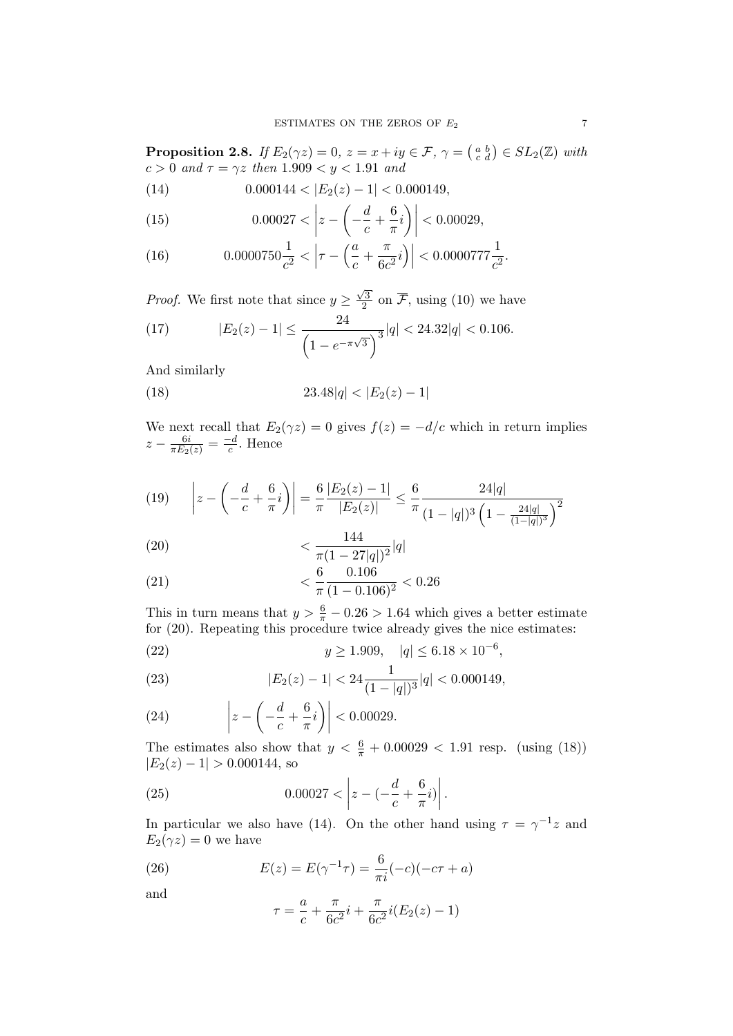**Proposition 2.8.** *If $E_2(\gamma z) = 0$, $z = x + iy \in \mathcal{F}$, $\gamma = \left(\begin{smallmatrix} a & b \\ c & d \end{smallmatrix}\right) \in SL_2(\mathbb{Z})$ with $c > 0$ and $\tau = \gamma z$ then $1.909 < y < 1.91$ and*

$$0.000144 < |E_2(z) - 1| < 0.000149, \tag{14}$$

$$0.00027 < \left| z - \left( -\frac{d}{c} + \frac{6}{\pi} i \right) \right| < 0.00029, \tag{15}$$

$$0.0000750 \frac{1}{c^2} < \left| \tau - \left( \frac{a}{c} + \frac{\pi}{6c^2} i \right) \right| < 0.0000777 \frac{1}{c^2}. \tag{16}$$

*Proof.* We first note that since $y \geq \frac{\sqrt{3}}{2}$ on $\overline{\mathcal{F}}$, using (10) we have

$$|E_2(z) - 1| \leq \frac{24}{\left(1 - e^{-\pi\sqrt{3}}\right)^3} |q| < 24.32|q| < 0.106. \tag{17}$$

And similarly

$$23.48|q| < |E_2(z) - 1| \tag{18}$$

We next recall that $E_2(\gamma z) = 0$ gives $f(z) = -d/c$ which in return implies $z - \frac{6i}{\pi E_2(z)} = \frac{-d}{c}$. Hence

$$\left| z - \left( -\frac{d}{c} + \frac{6}{\pi} i \right) \right| = \frac{6}{\pi} \frac{|E_2(z) - 1|}{|E_2(z)|} \leq \frac{6}{\pi} \frac{24|q|}{(1 - |q|)^3 \left(1 - \frac{24|q|}{(1-|q|)^3}\right)^2} \tag{19}$$

$$< \frac{144}{\pi(1 - 27|q|)^2} |q| \tag{20}$$

$$< \frac{6}{\pi} \frac{0.106}{(1 - 0.106)^2} < 0.26 \tag{21}$$

This in turn means that $y > \frac{6}{\pi} - 0.26 > 1.64$ which gives a better estimate for (20). Repeating this procedure twice already gives the nice estimates:

$$y \geq 1.909, \quad |q| \leq 6.18 \times 10^{-6}, \tag{22}$$

$$|E_2(z) - 1| < 24 \frac{1}{(1 - |q|)^3} |q| < 0.000149, \tag{23}$$

$$\left| z - \left( -\frac{d}{c} + \frac{6}{\pi} i \right) \right| < 0.00029. \tag{24}$$

The estimates also show that $y < \frac{6}{\pi} + 0.00029 < 1.91$ resp. (using (18)) $|E_2(z) - 1| > 0.000144$, so

$$0.00027 < \left| z - \left( -\frac{d}{c} + \frac{6}{\pi} i \right) \right|. \tag{25}$$

In particular we also have (14). On the other hand using $\tau = \gamma^{-1} z$ and $E_2(\gamma z) = 0$ we have

$$E(z) = E(\gamma^{-1}\tau) = \frac{6}{\pi i}(-c)(-c\tau + a) \tag{26}$$

and

$$\tau = \frac{a}{c} + \frac{\pi}{6c^2} i + \frac{\pi}{6c^2} i (E_2(z) - 1)$$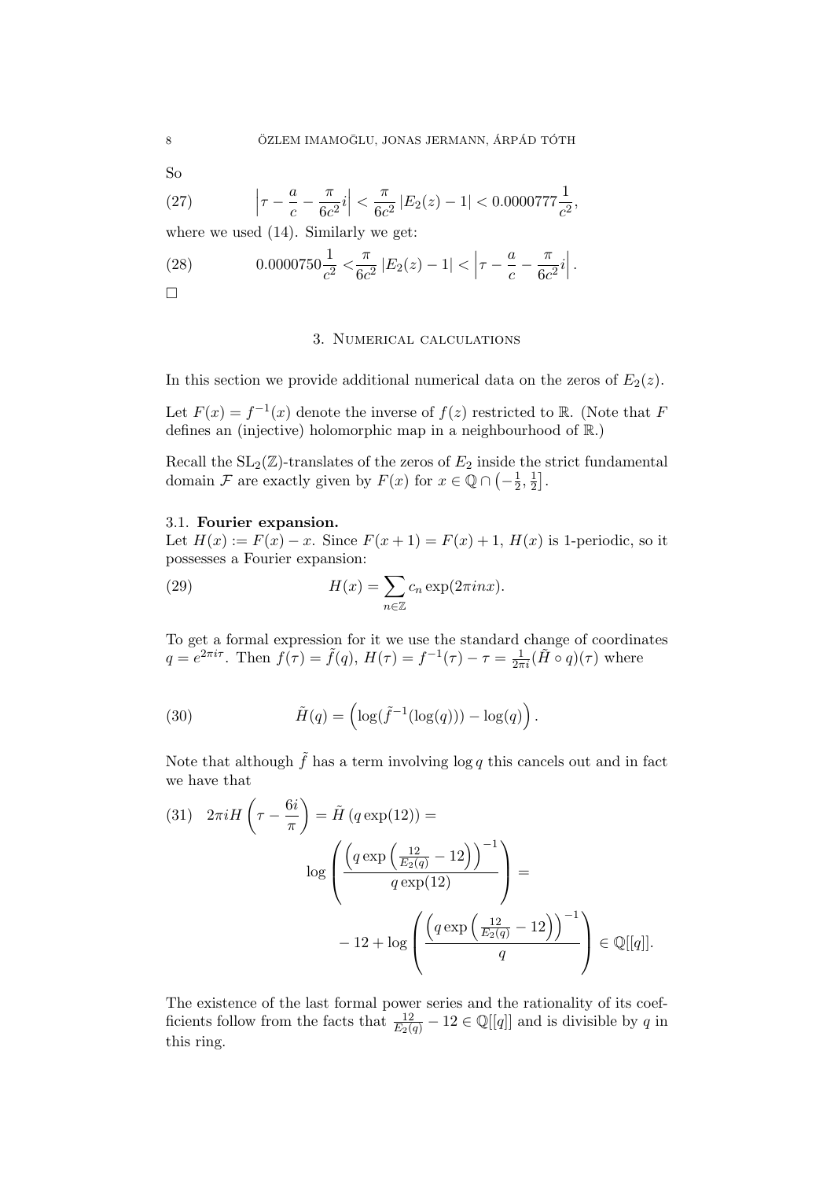So

$$\left|\tau - \frac{a}{c} - \frac{\pi}{6c^2}i\right| < \frac{\pi}{6c^2}\left|E_2(z) - 1\right| < 0.0000777\frac{1}{c^2}, \tag{27}$$

where we used (14). Similarly we get:

$$0.0000750\frac{1}{c^2} < \frac{\pi}{6c^2}\left|E_2(z) - 1\right| < \left|\tau - \frac{a}{c} - \frac{\pi}{6c^2}i\right|. \tag{28}$$

□

## 3. Numerical calculations

In this section we provide additional numerical data on the zeros of $E_2(z)$.

Let $F(x) = f^{-1}(x)$ denote the inverse of $f(z)$ restricted to $\mathbb{R}$. (Note that $F$ defines an (injective) holomorphic map in a neighbourhood of $\mathbb{R}$.)

Recall the $\mathrm{SL}_2(\mathbb{Z})$-translates of the zeros of $E_2$ inside the strict fundamental domain $\mathcal{F}$ are exactly given by $F(x)$ for $x \in \mathbb{Q} \cap \left(-\frac{1}{2}, \frac{1}{2}\right]$.

### 3.1. Fourier expansion.

Let $H(x) := F(x) - x$. Since $F(x+1) = F(x) + 1$, $H(x)$ is 1-periodic, so it possesses a Fourier expansion:

$$H(x) = \sum_{n \in \mathbb{Z}} c_n \exp(2\pi i n x). \tag{29}$$

To get a formal expression for it we use the standard change of coordinates $q = e^{2\pi i \tau}$. Then $f(\tau) = \tilde{f}(q)$, $H(\tau) = f^{-1}(\tau) - \tau = \frac{1}{2\pi i}(\tilde{H} \circ q)(\tau)$ where

$$\tilde{H}(q) = \left(\log(\tilde{f}^{-1}(\log(q))) - \log(q)\right). \tag{30}$$

Note that although $\tilde{f}$ has a term involving $\log q$ this cancels out and in fact we have that

$$2\pi i H\left(\tau - \frac{6i}{\pi}\right) = \tilde{H}\left(q \exp(12)\right) = \log\left(\frac{\left(q \exp\left(\frac{12}{E_2(q)} - 12\right)\right)^{-1}}{q \exp(12)}\right) = -12 + \log\left(\frac{\left(q \exp\left(\frac{12}{E_2(q)} - 12\right)\right)^{-1}}{q}\right) \in \mathbb{Q}[[q]]. \tag{31}$$

The existence of the last formal power series and the rationality of its coefficients follow from the facts that $\frac{12}{E_2(q)} - 12 \in \mathbb{Q}[[q]]$ and is divisible by $q$ in this ring.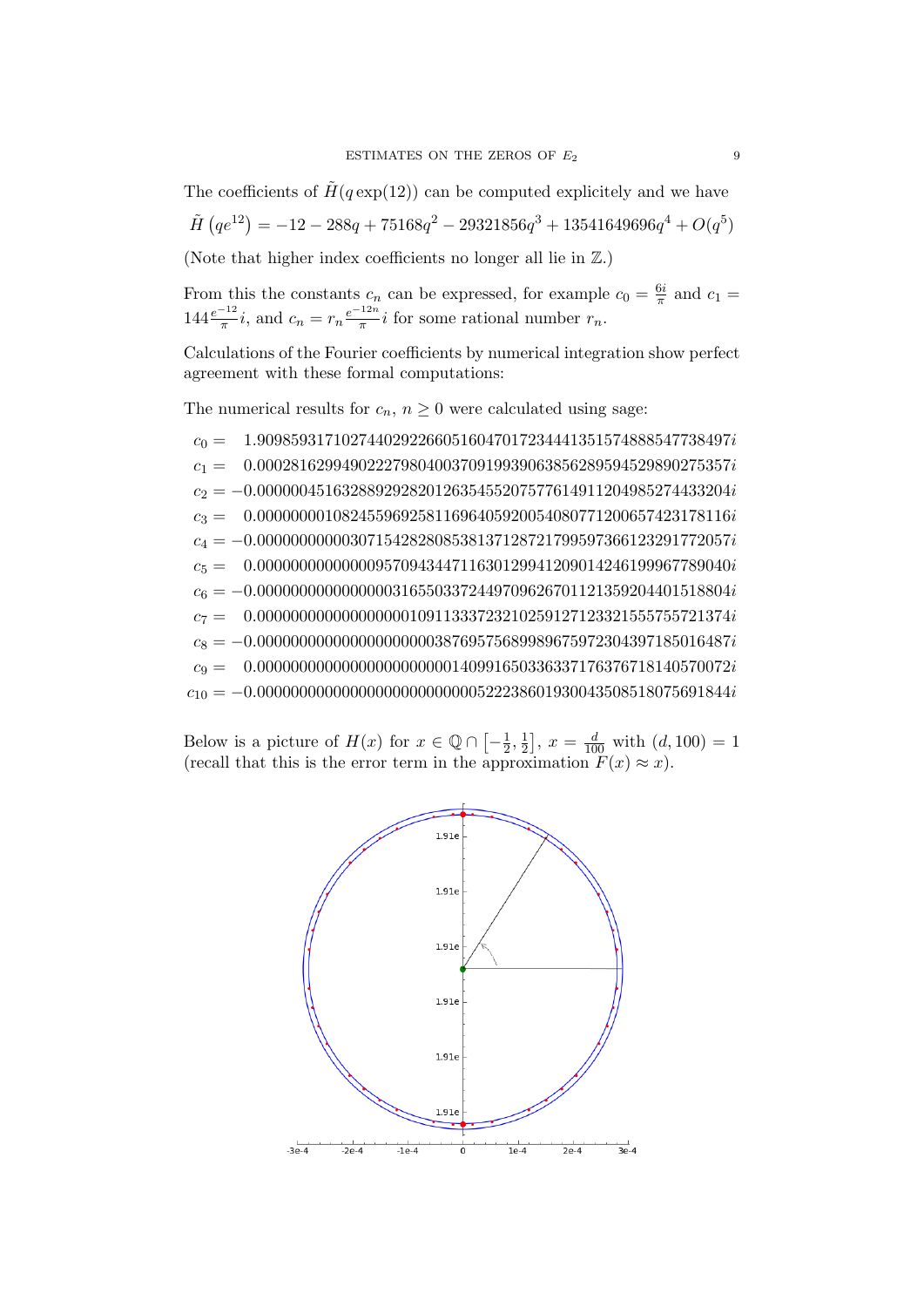The coefficients of $\tilde{H}(q\exp(12))$ can be computed explicitely and we have

$$\tilde{H}\left(qe^{12}\right) = -12 - 288q + 75168q^2 - 29321856q^3 + 13541649696q^4 + O(q^5)$$

(Note that higher index coefficients no longer all lie in $\mathbb{Z}$.)

From this the constants $c_n$ can be expressed, for example $c_0 = \frac{6i}{\pi}$ and $c_1 = 144\frac{e^{-12}}{\pi}i$, and $c_n = r_n\frac{e^{-12n}}{\pi}i$ for some rational number $r_n$.

Calculations of the Fourier coefficients by numerical integration show perfect agreement with these formal computations:

The numerical results for $c_n$, $n \geq 0$ were calculated using sage:

$$
\begin{aligned}
c_0 &= \phantom{-}1.909859317102744029226605160470172344413515748885477384 97i\\
c_1 &= \phantom{-}0.000281629949022279804003709199390638562895945298902753 57i\\
c_2 &= -0.000000451632889292820126354552075776149112049852744332 04i\\
c_3 &= \phantom{-}0.000000001082455969258116964059200540807712006574231781 16i\\
c_4 &= -0.000000000003071542828085381371287217995973661232917720 57i\\
c_5 &= \phantom{-}0.000000000000009570943447116301299412090142461999677890 40i\\
c_6 &= -0.000000000000000031655033724497096267011213592044015188 04i\\
c_7 &= \phantom{-}0.000000000000000000109113337232102591271233215557557213 74i\\
c_8 &= -0.000000000000000000000387695756899896759723043971850164 87i\\
c_9 &= \phantom{-}0.000000000000000000000001409916503363371763767181405700 72i\\
c_{10} &= -0.000000000000000000000000005222386019300435085180756918 44i
\end{aligned}
$$

Below is a picture of $H(x)$ for $x \in \mathbb{Q} \cap \left[-\frac{1}{2}, \frac{1}{2}\right]$, $x = \frac{d}{100}$ with $(d, 100) = 1$ (recall that this is the error term in the approximation $F(x) \approx x$).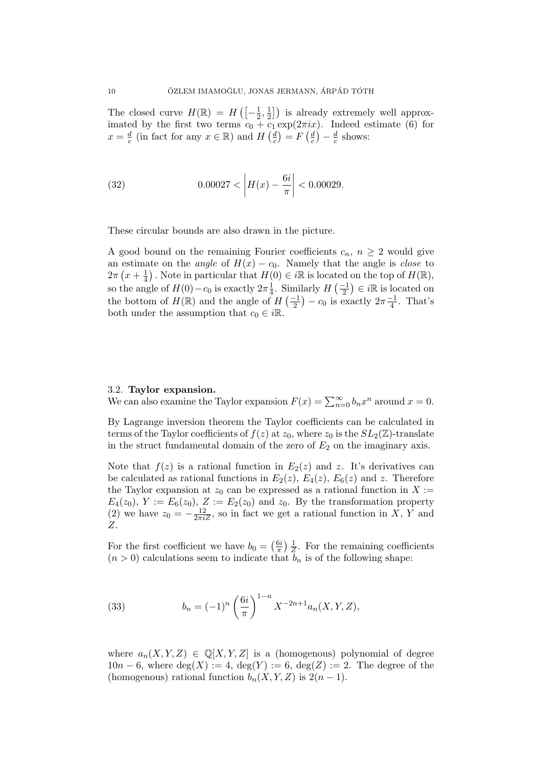The closed curve $H(\mathbb{R}) = H\left(\left[-\frac{1}{2}, \frac{1}{2}\right]\right)$ is already extremely well approximated by the first two terms $c_0 + c_1 \exp(2\pi i x)$. Indeed estimate (6) for $x = \frac{d}{c}$ (in fact for any $x \in \mathbb{R}$) and $H\left(\frac{d}{c}\right) = F\left(\frac{d}{c}\right) - \frac{d}{c}$ shows:

$$0.00027 < \left| H(x) - \frac{6i}{\pi} \right| < 0.00029. \tag{32}$$

These circular bounds are also drawn in the picture.

A good bound on the remaining Fourier coefficients $c_n$, $n \geq 2$ would give an estimate on the *angle* of $H(x) - c_0$. Namely that the angle is *close* to $2\pi\left(x + \frac{1}{4}\right)$. Note in particular that $H(0) \in i\mathbb{R}$ is located on the top of $H(\mathbb{R})$, so the angle of $H(0) - c_0$ is exactly $2\pi\frac{1}{4}$. Similarly $H\left(\frac{-1}{2}\right) \in i\mathbb{R}$ is located on the bottom of $H(\mathbb{R})$ and the angle of $H\left(\frac{-1}{2}\right) - c_0$ is exactly $2\pi\frac{-1}{4}$. That's both under the assumption that $c_0 \in i\mathbb{R}$.

### 3.2. Taylor expansion.

We can also examine the Taylor expansion $F(x) = \sum_{n=0}^{\infty} b_n x^n$ around $x = 0$.

By Lagrange inversion theorem the Taylor coefficients can be calculated in terms of the Taylor coefficients of $f(z)$ at $z_0$, where $z_0$ is the $SL_2(\mathbb{Z})$-translate in the struct fundamental domain of the zero of $E_2$ on the imaginary axis.

Note that $f(z)$ is a rational function in $E_2(z)$ and $z$. It's derivatives can be calculated as rational functions in $E_2(z)$, $E_4(z)$, $E_6(z)$ and $z$. Therefore the Taylor expansion at $z_0$ can be expressed as a rational function in $X := E_4(z_0)$, $Y := E_6(z_0)$, $Z := E_2(z_0)$ and $z_0$. By the transformation property (2) we have $z_0 = -\frac{12}{2\pi i Z}$, so in fact we get a rational function in $X$, $Y$ and $Z$.

For the first coefficient we have $b_0 = \left(\frac{6i}{\pi}\right)\frac{1}{Z}$. For the remaining coefficients $(n > 0)$ calculations seem to indicate that $b_n$ is of the following shape:

$$b_n = (-1)^n \left(\frac{6i}{\pi}\right)^{1-n} X^{-2n+1} a_n(X, Y, Z), \tag{33}$$

where $a_n(X, Y, Z) \in \mathbb{Q}[X, Y, Z]$ is a (homogenous) polynomial of degree $10n - 6$, where $\deg(X) := 4$, $\deg(Y) := 6$, $\deg(Z) := 2$. The degree of the (homogenous) rational function $b_n(X, Y, Z)$ is $2(n - 1)$.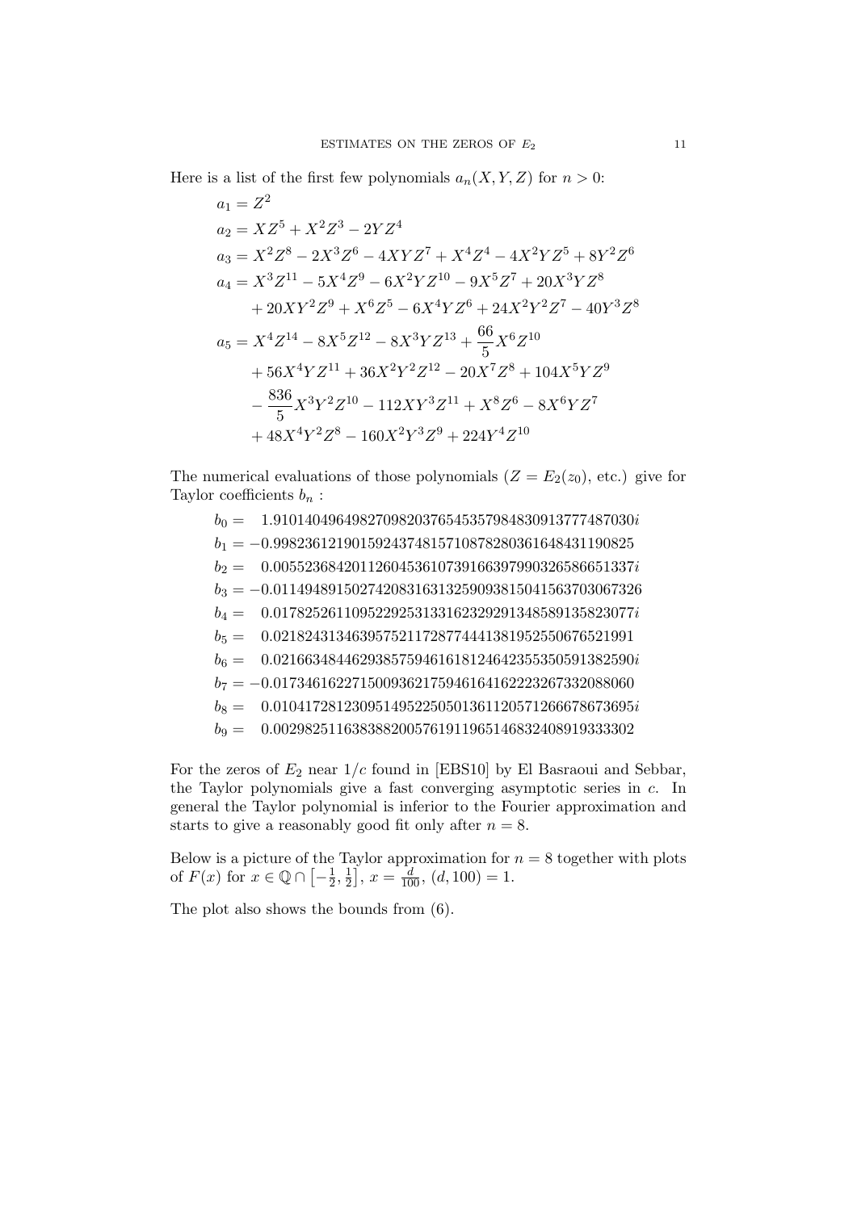Here is a list of the first few polynomials $a_n(X,Y,Z)$ for $n>0$:

$$
\begin{aligned}
a_1 &= Z^2\\
a_2 &= XZ^5 + X^2Z^3 - 2YZ^4\\
a_3 &= X^2Z^8 - 2X^3Z^6 - 4XYZ^7 + X^4Z^4 - 4X^2YZ^5 + 8Y^2Z^6\\
a_4 &= X^3Z^{11} - 5X^4Z^9 - 6X^2YZ^{10} - 9X^5Z^7 + 20X^3YZ^8\\
&\quad + 20XY^2Z^9 + X^6Z^5 - 6X^4YZ^6 + 24X^2Y^2Z^7 - 40Y^3Z^8\\
a_5 &= X^4Z^{14} - 8X^5Z^{12} - 8X^3YZ^{13} + \frac{66}{5}X^6Z^{10}\\
&\quad + 56X^4YZ^{11} + 36X^2Y^2Z^{12} - 20X^7Z^8 + 104X^5YZ^9\\
&\quad - \frac{836}{5}X^3Y^2Z^{10} - 112XY^3Z^{11} + X^8Z^6 - 8X^6YZ^7\\
&\quad + 48X^4Y^2Z^8 - 160X^2Y^3Z^9 + 224Y^4Z^{10}
\end{aligned}
$$

The numerical evaluations of those polynomials ($Z=E_2(z_0)$, etc.) give for Taylor coefficients $b_n$ :

$$
\begin{aligned}
b_0 &= \phantom{-}1.9101404964982709820376545357984830913777487030i\\
b_1 &= -0.99823612190159243748157108782803616484311190825\\
b_2 &= \phantom{-}0.0055236842011260453610739166397990326586651337i\\
b_3 &= -0.011494891502742083163132590938150415637030673 26\\
b_4 &= \phantom{-}0.017825261109522925313316232929134858913582307 7i\\
b_5 &= \phantom{-}0.021824313463957521172877444138195255067652 1991\\
b_6 &= \phantom{-}0.021663484462938575946161812464235535059138259 0i\\
b_7 &= -0.017346162271500936217594616416222326733208806 0\\
b_8 &= \phantom{-}0.010417281230951495225050136112057126667867369 5i\\
b_9 &= \phantom{-}0.002982511638388200576191196514683240891933330 2
\end{aligned}
$$

For the zeros of $E_2$ near $1/c$ found in [EBS10] by El Basraoui and Sebbar, the Taylor polynomials give a fast converging asymptotic series in $c$. In general the Taylor polynomial is inferior to the Fourier approximation and starts to give a reasonably good fit only after $n=8$.

Below is a picture of the Taylor approximation for $n=8$ together with plots of $F(x)$ for $x \in \mathbb{Q} \cap \left[-\frac{1}{2}, \frac{1}{2}\right]$, $x=\frac{d}{100}$, $(d,100)=1$.

The plot also shows the bounds from (6).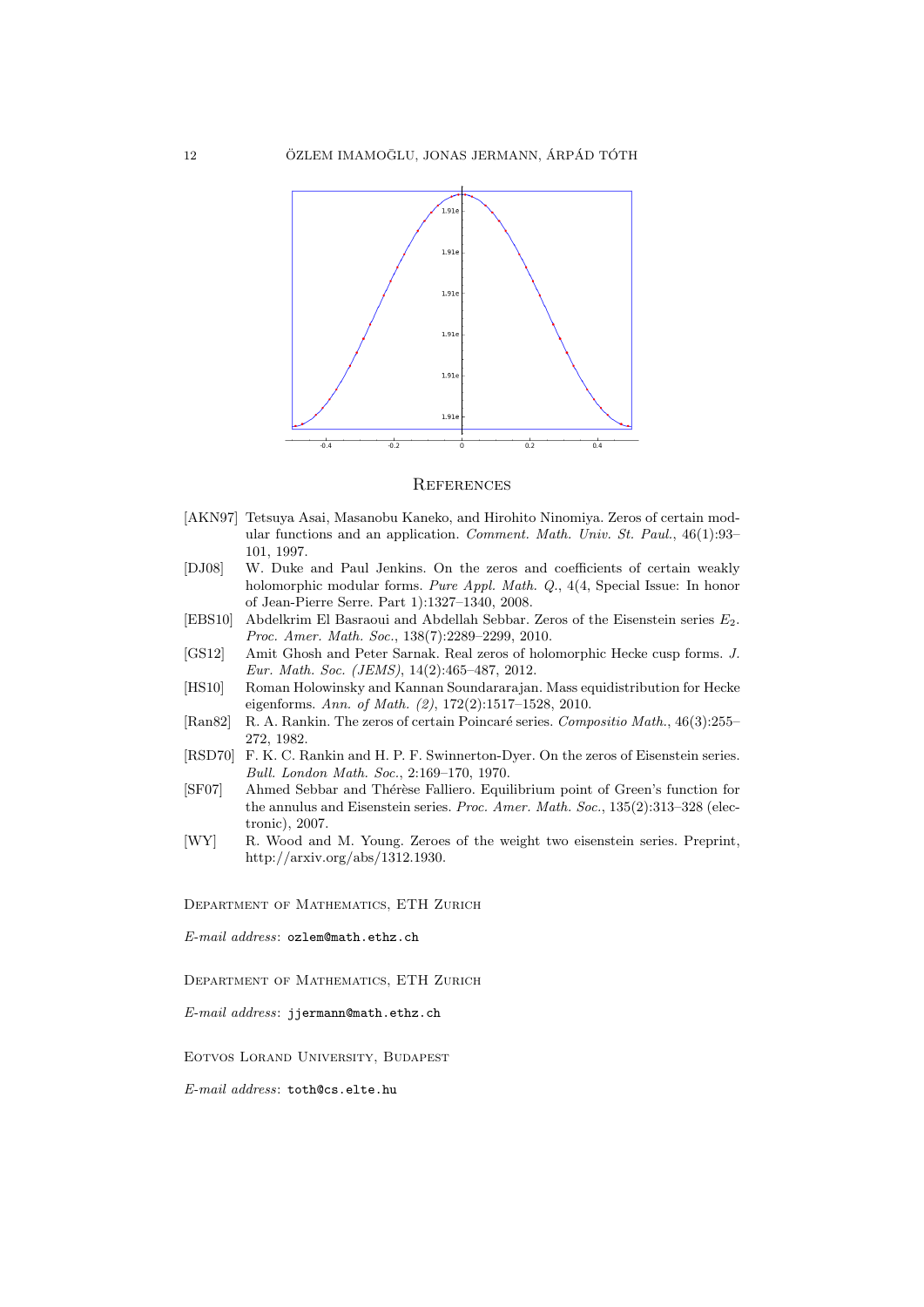1.91e
1.91e
1.91e
1.91e
1.91e
1.91e
-0.4
-0.2
0
0.2
0.4

## References

- [AKN97] Tetsuya Asai, Masanobu Kaneko, and Hirohito Ninomiya. Zeros of certain modular functions and an application. *Comment. Math. Univ. St. Paul.*, 46(1):93–101, 1997.
- [DJ08] W. Duke and Paul Jenkins. On the zeros and coefficients of certain weakly holomorphic modular forms. *Pure Appl. Math. Q.*, 4(4, Special Issue: In honor of Jean-Pierre Serre. Part 1):1327–1340, 2008.
- [EBS10] Abdelkrim El Basraoui and Abdellah Sebbar. Zeros of the Eisenstein series $E_2$. *Proc. Amer. Math. Soc.*, 138(7):2289–2299, 2010.
- [GS12] Amit Ghosh and Peter Sarnak. Real zeros of holomorphic Hecke cusp forms. *J. Eur. Math. Soc. (JEMS)*, 14(2):465–487, 2012.
- [HS10] Roman Holowinsky and Kannan Soundararajan. Mass equidistribution for Hecke eigenforms. *Ann. of Math. (2)*, 172(2):1517–1528, 2010.
- [Ran82] R. A. Rankin. The zeros of certain Poincaré series. *Compositio Math.*, 46(3):255–272, 1982.
- [RSD70] F. K. C. Rankin and H. P. F. Swinnerton-Dyer. On the zeros of Eisenstein series. *Bull. London Math. Soc.*, 2:169–170, 1970.
- [SF07] Ahmed Sebbar and Thérèse Falliero. Equilibrium point of Green's function for the annulus and Eisenstein series. *Proc. Amer. Math. Soc.*, 135(2):313–328 (electronic), 2007.
- [WY] R. Wood and M. Young. Zeroes of the weight two eisenstein series. Preprint, http://arxiv.org/abs/1312.1930.

Department of Mathematics, ETH Zurich

*E-mail address*: ozlem@math.ethz.ch

Department of Mathematics, ETH Zurich

*E-mail address*: jjermann@math.ethz.ch

Eotvos Lorand University, Budapest

*E-mail address*: toth@cs.elte.hu